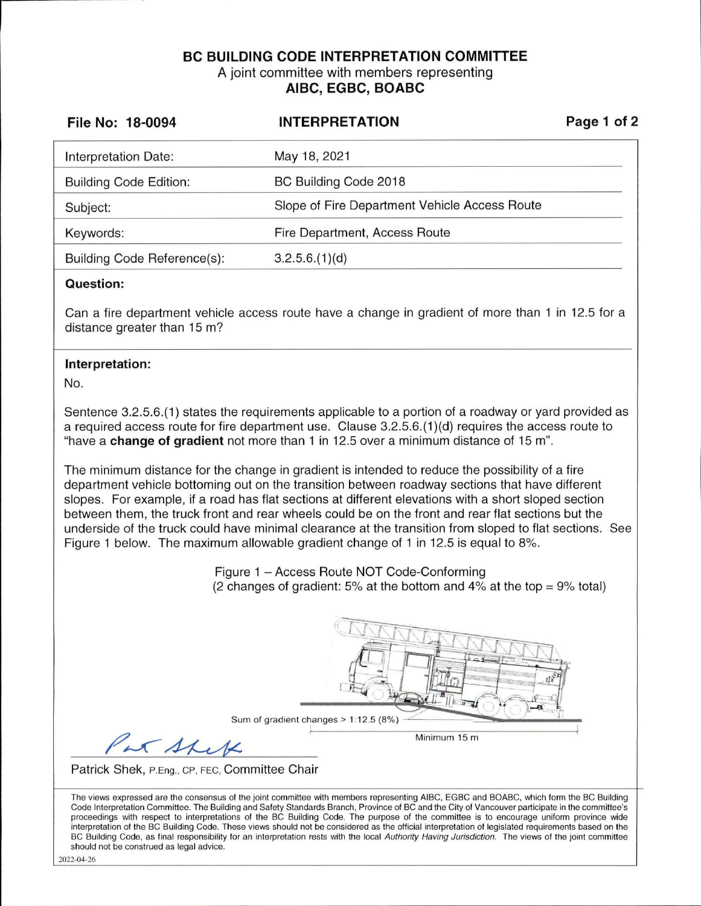# BC BUILDING CODE INTERPRETATION COMMITTEE

A joint committee with members representing

**AIBC, EGBC, BOABC**

**File No: 18-0094** **INTERPRETATION**

| | |
|---|---|
| Interpretation Date: | May 18, 2021 |
| Building Code Edition: | BC Building Code 2018 |
| Subject: | Slope of Fire Department Vehicle Access Route |
| Keywords: | Fire Department, Access Route |
| Building Code Reference(s): | 3.2.5.6.(1)(d) |

**Question:**

Can a fire department vehicle access route have a change in gradient of more than 1 in 12.5 for a distance greater than 15 m?

**Interpretation:**

No.

Sentence 3.2.5.6.(1) states the requirements applicable to a portion of a roadway or yard provided as a required access route for fire department use. Clause 3.2.5.6.(1)(d) requires the access route to "have a **change of gradient** not more than 1 in 12.5 over a minimum distance of 15 m".

The minimum distance for the change in gradient is intended to reduce the possibility of a fire department vehicle bottoming out on the transition between roadway sections that have different slopes. For example, if a road has flat sections at different elevations with a short sloped section between them, the truck front and rear wheels could be on the front and rear flat sections but the underside of the truck could have minimal clearance at the transition from sloped to flat sections. See Figure 1 below. The maximum allowable gradient change of 1 in 12.5 is equal to 8%.

Figure 1 – Access Route NOT Code-Conforming
(2 changes of gradient: 5% at the bottom and 4% at the top = 9% total)

Sum of gradient changes > 1:12.5 (8%)

Minimum 15 m

Patrick Shek, P.Eng., CP, FEC, Committee Chair

The views expressed are the consensus of the joint committee with members representing AIBC, EGBC and BOABC, which form the BC Building Code Interpretation Committee. The Building and Safety Standards Branch, Province of BC and the City of Vancouver participate in the committee's proceedings with respect to interpretations of the BC Building Code. The purpose of the committee is to encourage uniform province wide interpretation of the BC Building Code. These views should not be considered as the official interpretation of legislated requirements based on the BC Building Code, as final responsibility for an interpretation rests with the local *Authority Having Jurisdiction*. The views of the joint committee should not be construed as legal advice.

2022-04-26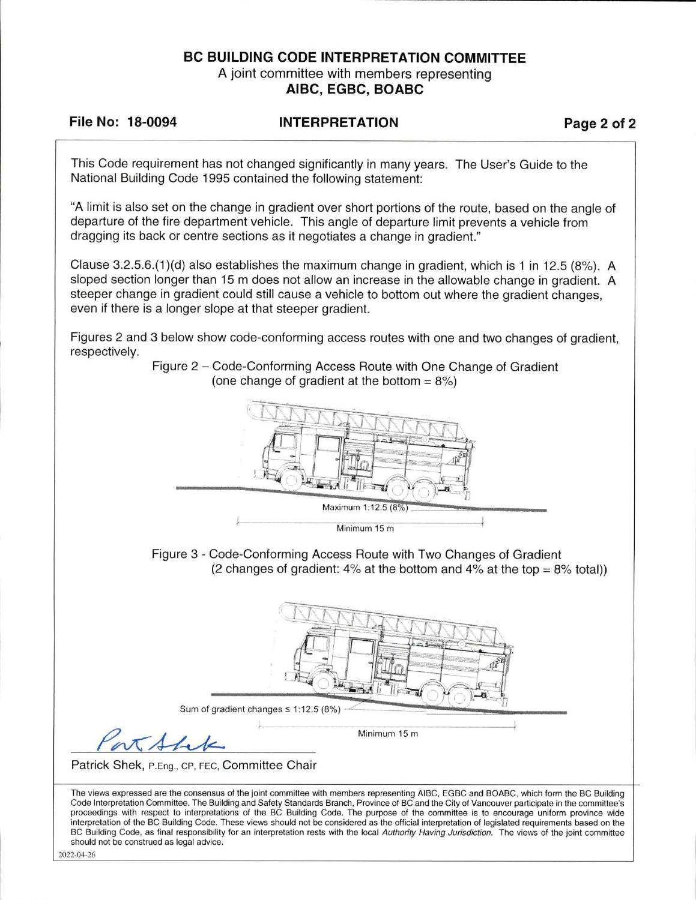# BC BUILDING CODE INTERPRETATION COMMITTEE

A joint committee with members representing
**AIBC, EGBC, BOABC**

**File No: 18-0094** **INTERPRETATION**

This Code requirement has not changed significantly in many years. The User's Guide to the National Building Code 1995 contained the following statement:

"A limit is also set on the change in gradient over short portions of the route, based on the angle of departure of the fire department vehicle. This angle of departure limit prevents a vehicle from dragging its back or centre sections as it negotiates a change in gradient."

Clause 3.2.5.6.(1)(d) also establishes the maximum change in gradient, which is 1 in 12.5 (8%). A sloped section longer than 15 m does not allow an increase in the allowable change in gradient. A steeper change in gradient could still cause a vehicle to bottom out where the gradient changes, even if there is a longer slope at that steeper gradient.

Figures 2 and 3 below show code-conforming access routes with one and two changes of gradient, respectively.

Figure 2 – Code-Conforming Access Route with One Change of Gradient
(one change of gradient at the bottom = 8%)

Maximum 1:12.5 (8%)

Minimum 15 m

Figure 3 - Code-Conforming Access Route with Two Changes of Gradient
(2 changes of gradient: 4% at the bottom and 4% at the top = 8% total))

Sum of gradient changes ≤ 1:12.5 (8%)

Minimum 15 m

Patrick Shek, P.Eng., CP, FEC, Committee Chair

The views expressed are the consensus of the joint committee with members representing AIBC, EGBC and BOABC, which form the BC Building Code Interpretation Committee. The Building and Safety Standards Branch, Province of BC and the City of Vancouver participate in the committee's proceedings with respect to interpretations of the BC Building Code. The purpose of the committee is to encourage uniform province wide interpretation of the BC Building Code. These views should not be considered as the official interpretation of legislated requirements based on the BC Building Code, as final responsibility for an interpretation rests with the local *Authority Having Jurisdiction*. The views of the joint committee should not be construed as legal advice.

2022-04-26